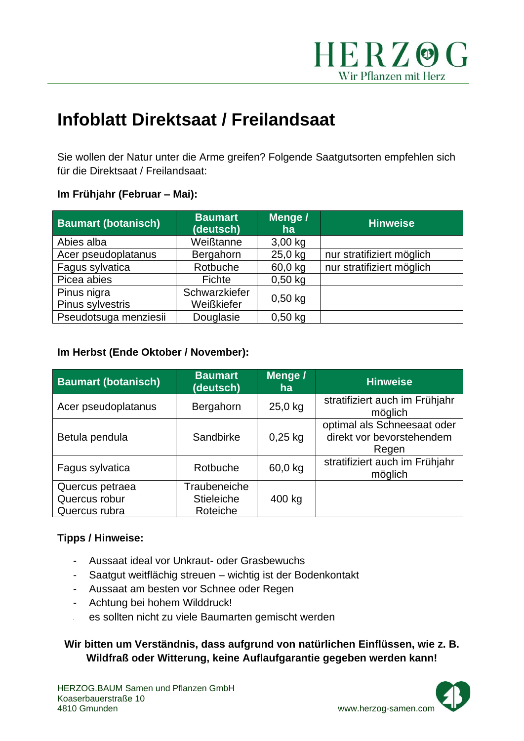# Infoblatt Direktsaat / Freilandsaat

Sie wollen der Natur unter die Arme greifen? Folgende Saatgutsorten empfehlen sich für die Direktsaat / Freilandsaat:

**Im Frühjahr (Februar – Mai):**

| Baumart (botanisch) | Baumart (deutsch) | Menge / ha | Hinweise |
|---|---|---|---|
| Abies alba | Weißtanne | 3,00 kg | |
| Acer pseudoplatanus | Bergahorn | 25,0 kg | nur stratifiziert möglich |
| Fagus sylvatica | Rotbuche | 60,0 kg | nur stratifiziert möglich |
| Picea abies | Fichte | 0,50 kg | |
| Pinus nigra<br>Pinus sylvestris | Schwarzkiefer<br>Weißkiefer | 0,50 kg | |
| Pseudotsuga menziesii | Douglasie | 0,50 kg | |

**Im Herbst (Ende Oktober / November):**

| Baumart (botanisch) | Baumart (deutsch) | Menge / ha | Hinweise |
|---|---|---|---|
| Acer pseudoplatanus | Bergahorn | 25,0 kg | stratifiziert auch im Frühjahr möglich |
| Betula pendula | Sandbirke | 0,25 kg | optimal als Schneesaat oder direkt vor bevorstehendem Regen |
| Fagus sylvatica | Rotbuche | 60,0 kg | stratifiziert auch im Frühjahr möglich |
| Quercus petraea<br>Quercus robur<br>Quercus rubra | Traubeneiche<br>Stieleiche<br>Roteiche | 400 kg | |

**Tipps / Hinweise:**

- Aussaat ideal vor Unkraut- oder Grasbewuchs
- Saatgut weitflächig streuen – wichtig ist der Bodenkontakt
- Aussaat am besten vor Schnee oder Regen
- Achtung bei hohem Wilddruck!
- es sollten nicht zu viele Baumarten gemischt werden

**Wir bitten um Verständnis, dass aufgrund von natürlichen Einflüssen, wie z. B. Wildfraß oder Witterung, keine Auflaufgarantie gegeben werden kann!**

HERZOG.BAUM Samen und Pflanzen GmbH
Koaserbauerstraße 10
4810 Gmunden

www.herzog-samen.com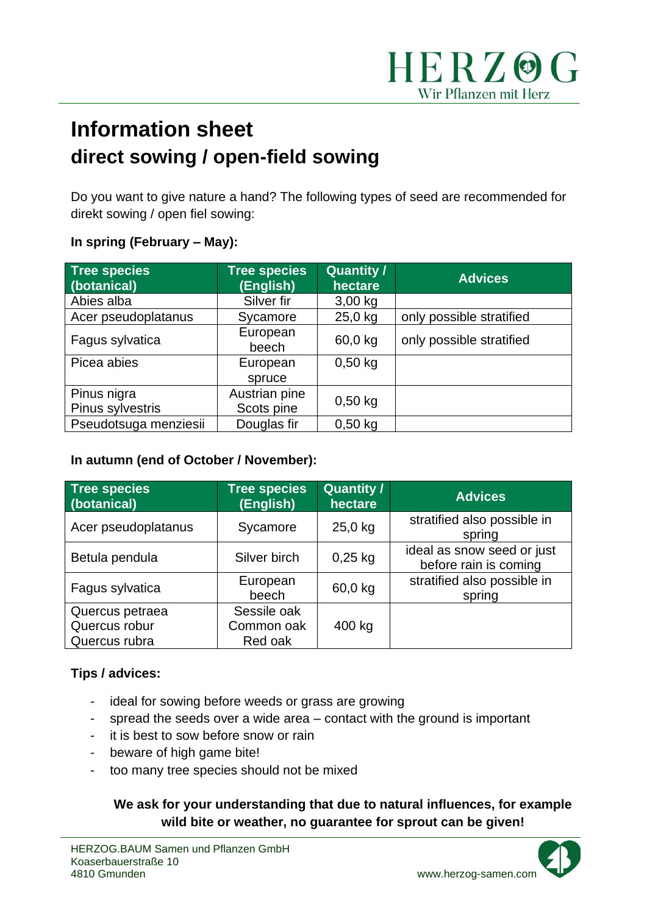# Information sheet

## direct sowing / open-field sowing

Do you want to give nature a hand? The following types of seed are recommended for direkt sowing / open fiel sowing:

**In spring (February – May):**

| Tree species (botanical) | Tree species (English) | Quantity / hectare | Advices |
|---|---|---|---|
| Abies alba | Silver fir | 3,00 kg | |
| Acer pseudoplatanus | Sycamore | 25,0 kg | only possible stratified |
| Fagus sylvatica | European beech | 60,0 kg | only possible stratified |
| Picea abies | European spruce | 0,50 kg | |
| Pinus nigra<br>Pinus sylvestris | Austrian pine<br>Scots pine | 0,50 kg | |
| Pseudotsuga menziesii | Douglas fir | 0,50 kg | |

**In autumn (end of October / November):**

| Tree species (botanical) | Tree species (English) | Quantity / hectare | Advices |
|---|---|---|---|
| Acer pseudoplatanus | Sycamore | 25,0 kg | stratified also possible in spring |
| Betula pendula | Silver birch | 0,25 kg | ideal as snow seed or just before rain is coming |
| Fagus sylvatica | European beech | 60,0 kg | stratified also possible in spring |
| Quercus petraea<br>Quercus robur<br>Quercus rubra | Sessile oak<br>Common oak<br>Red oak | 400 kg | |

**Tips / advices:**

- ideal for sowing before weeds or grass are growing
- spread the seeds over a wide area – contact with the ground is important
- it is best to sow before snow or rain
- beware of high game bite!
- too many tree species should not be mixed

**We ask for your understanding that due to natural influences, for example wild bite or weather, no guarantee for sprout can be given!**

HERZOG.BAUM Samen und Pflanzen GmbH
Koaserbauerstraße 10
4810 Gmunden

www.herzog-samen.com